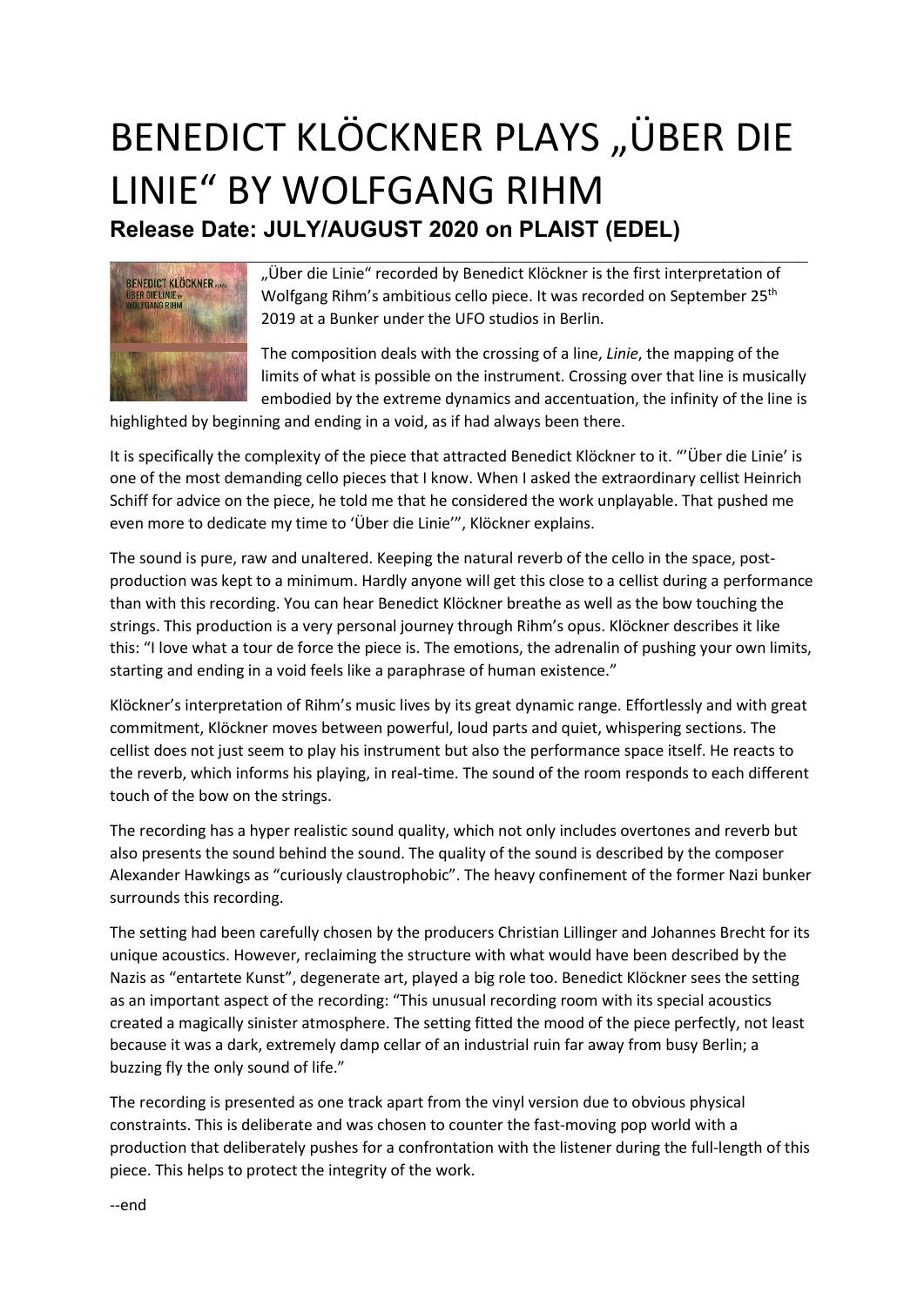# BENEDICT KLÖCKNER PLAYS „ÜBER DIE LINIE" BY WOLFGANG RIHM

**Release Date: JULY/AUGUST 2020 on PLAIST (EDEL)**

„Über die Linie" recorded by Benedict Klöckner is the first interpretation of Wolfgang Rihm's ambitious cello piece. It was recorded on September 25th 2019 at a Bunker under the UFO studios in Berlin.

The composition deals with the crossing of a line, *Linie*, the mapping of the limits of what is possible on the instrument. Crossing over that line is musically embodied by the extreme dynamics and accentuation, the infinity of the line is highlighted by beginning and ending in a void, as if had always been there.

It is specifically the complexity of the piece that attracted Benedict Klöckner to it. "'Über die Linie' is one of the most demanding cello pieces that I know. When I asked the extraordinary cellist Heinrich Schiff for advice on the piece, he told me that he considered the work unplayable. That pushed me even more to dedicate my time to 'Über die Linie'", Klöckner explains.

The sound is pure, raw and unaltered. Keeping the natural reverb of the cello in the space, post-production was kept to a minimum. Hardly anyone will get this close to a cellist during a performance than with this recording. You can hear Benedict Klöckner breathe as well as the bow touching the strings. This production is a very personal journey through Rihm's opus. Klöckner describes it like this: "I love what a tour de force the piece is. The emotions, the adrenalin of pushing your own limits, starting and ending in a void feels like a paraphrase of human existence."

Klöckner's interpretation of Rihm's music lives by its great dynamic range. Effortlessly and with great commitment, Klöckner moves between powerful, loud parts and quiet, whispering sections. The cellist does not just seem to play his instrument but also the performance space itself. He reacts to the reverb, which informs his playing, in real-time. The sound of the room responds to each different touch of the bow on the strings.

The recording has a hyper realistic sound quality, which not only includes overtones and reverb but also presents the sound behind the sound. The quality of the sound is described by the composer Alexander Hawkings as "curiously claustrophobic". The heavy confinement of the former Nazi bunker surrounds this recording.

The setting had been carefully chosen by the producers Christian Lillinger and Johannes Brecht for its unique acoustics. However, reclaiming the structure with what would have been described by the Nazis as "entartete Kunst", degenerate art, played a big role too. Benedict Klöckner sees the setting as an important aspect of the recording: "This unusual recording room with its special acoustics created a magically sinister atmosphere. The setting fitted the mood of the piece perfectly, not least because it was a dark, extremely damp cellar of an industrial ruin far away from busy Berlin; a buzzing fly the only sound of life."

The recording is presented as one track apart from the vinyl version due to obvious physical constraints. This is deliberate and was chosen to counter the fast-moving pop world with a production that deliberately pushes for a confrontation with the listener during the full-length of this piece. This helps to protect the integrity of the work.

--end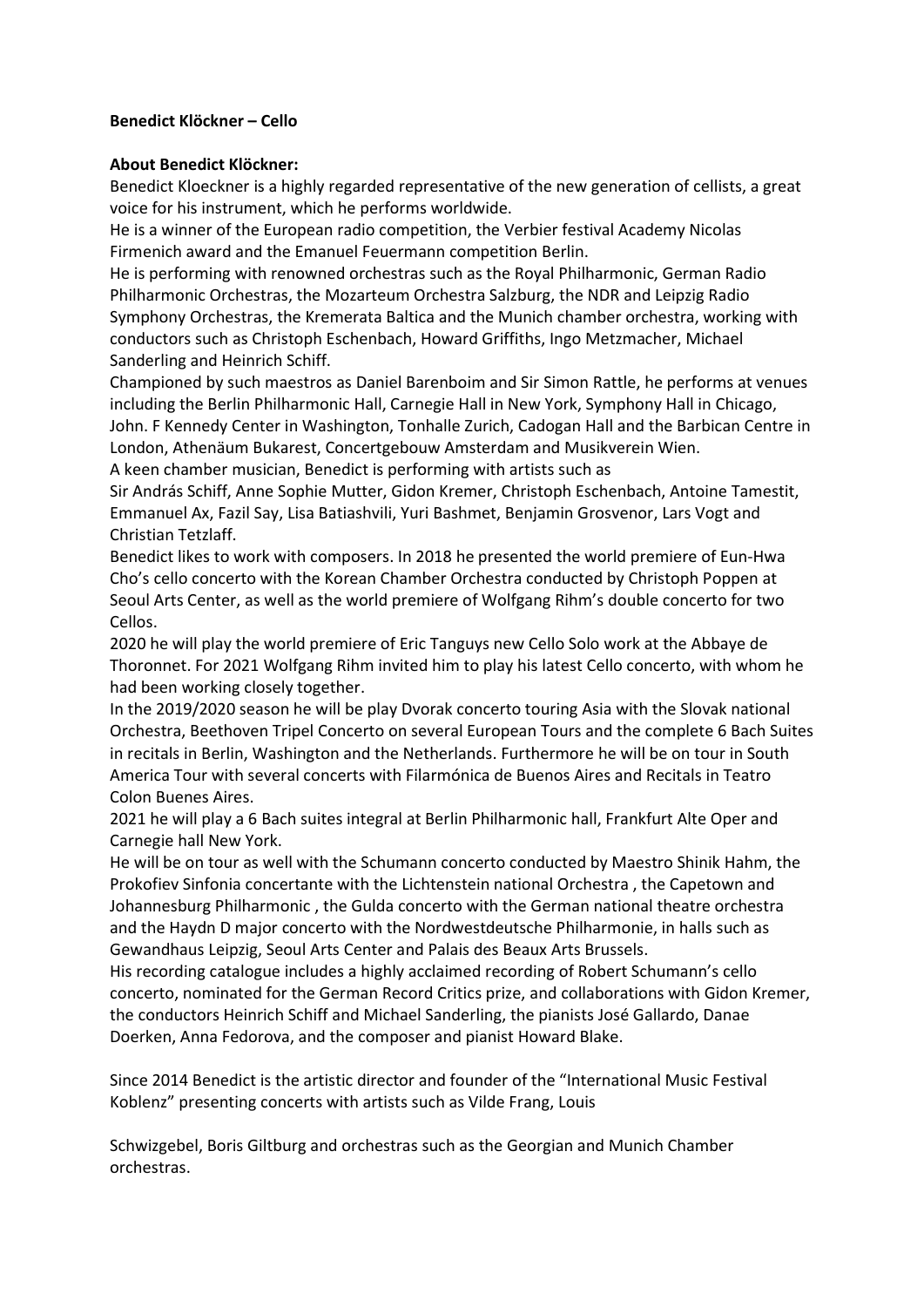**Benedict Klöckner – Cello**

**About Benedict Klöckner:**

Benedict Kloeckner is a highly regarded representative of the new generation of cellists, a great voice for his instrument, which he performs worldwide.

He is a winner of the European radio competition, the Verbier festival Academy Nicolas Firmenich award and the Emanuel Feuermann competition Berlin.

He is performing with renowned orchestras such as the Royal Philharmonic, German Radio Philharmonic Orchestras, the Mozarteum Orchestra Salzburg, the NDR and Leipzig Radio Symphony Orchestras, the Kremerata Baltica and the Munich chamber orchestra, working with conductors such as Christoph Eschenbach, Howard Griffiths, Ingo Metzmacher, Michael Sanderling and Heinrich Schiff.

Championed by such maestros as Daniel Barenboim and Sir Simon Rattle, he performs at venues including the Berlin Philharmonic Hall, Carnegie Hall in New York, Symphony Hall in Chicago, John. F Kennedy Center in Washington, Tonhalle Zurich, Cadogan Hall and the Barbican Centre in London, Athenäum Bukarest, Concertgebouw Amsterdam and Musikverein Wien.

A keen chamber musician, Benedict is performing with artists such as Sir András Schiff, Anne Sophie Mutter, Gidon Kremer, Christoph Eschenbach, Antoine Tamestit, Emmanuel Ax, Fazil Say, Lisa Batiashvili, Yuri Bashmet, Benjamin Grosvenor, Lars Vogt and Christian Tetzlaff.

Benedict likes to work with composers. In 2018 he presented the world premiere of Eun-Hwa Cho's cello concerto with the Korean Chamber Orchestra conducted by Christoph Poppen at Seoul Arts Center, as well as the world premiere of Wolfgang Rihm's double concerto for two Cellos.

2020 he will play the world premiere of Eric Tanguys new Cello Solo work at the Abbaye de Thoronnet. For 2021 Wolfgang Rihm invited him to play his latest Cello concerto, with whom he had been working closely together.

In the 2019/2020 season he will be play Dvorak concerto touring Asia with the Slovak national Orchestra, Beethoven Tripel Concerto on several European Tours and the complete 6 Bach Suites in recitals in Berlin, Washington and the Netherlands. Furthermore he will be on tour in South America Tour with several concerts with Filarmónica de Buenos Aires and Recitals in Teatro Colon Buenes Aires.

2021 he will play a 6 Bach suites integral at Berlin Philharmonic hall, Frankfurt Alte Oper and Carnegie hall New York.

He will be on tour as well with the Schumann concerto conducted by Maestro Shinik Hahm, the Prokofiev Sinfonia concertante with the Lichtenstein national Orchestra , the Capetown and Johannesburg Philharmonic , the Gulda concerto with the German national theatre orchestra and the Haydn D major concerto with the Nordwestdeutsche Philharmonie, in halls such as Gewandhaus Leipzig, Seoul Arts Center and Palais des Beaux Arts Brussels.

His recording catalogue includes a highly acclaimed recording of Robert Schumann's cello concerto, nominated for the German Record Critics prize, and collaborations with Gidon Kremer, the conductors Heinrich Schiff and Michael Sanderling, the pianists José Gallardo, Danae Doerken, Anna Fedorova, and the composer and pianist Howard Blake.

Since 2014 Benedict is the artistic director and founder of the "International Music Festival Koblenz" presenting concerts with artists such as Vilde Frang, Louis Schwizgebel, Boris Giltburg and orchestras such as the Georgian and Munich Chamber orchestras.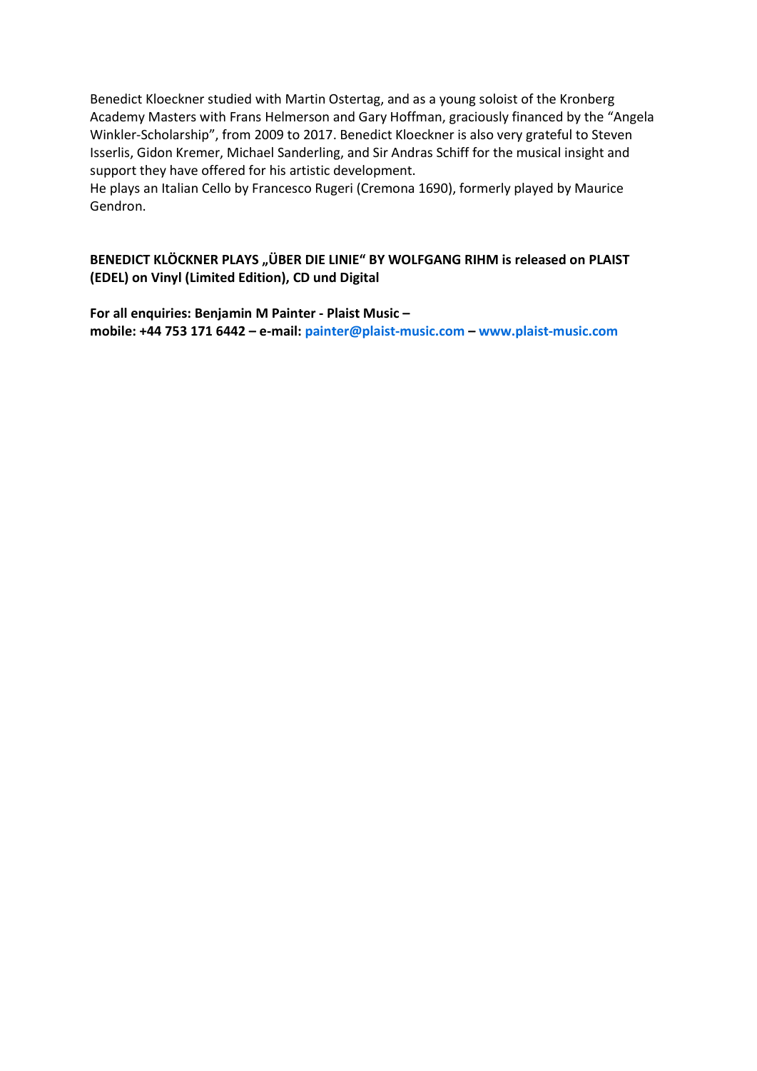Benedict Kloeckner studied with Martin Ostertag, and as a young soloist of the Kronberg Academy Masters with Frans Helmerson and Gary Hoffman, graciously financed by the "Angela Winkler-Scholarship", from 2009 to 2017. Benedict Kloeckner is also very grateful to Steven Isserlis, Gidon Kremer, Michael Sanderling, and Sir Andras Schiff for the musical insight and support they have offered for his artistic development.
He plays an Italian Cello by Francesco Rugeri (Cremona 1690), formerly played by Maurice Gendron.

**BENEDICT KLÖCKNER PLAYS „ÜBER DIE LINIE" BY WOLFGANG RIHM is released on PLAIST (EDEL) on Vinyl (Limited Edition), CD und Digital**

**For all enquiries: Benjamin M Painter - Plaist Music –**
**mobile: +44 753 171 6442 – e-mail: painter@plaist-music.com – www.plaist-music.com**